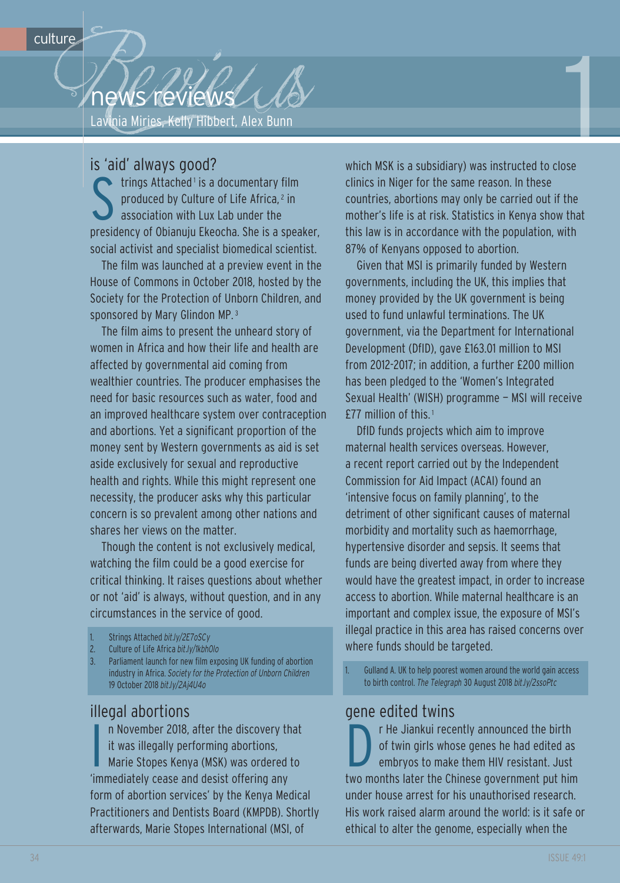culture

# news reviews

Lavinia Miries, Kelly Hibbert, Alex Bunn

## is 'aid' always good?

Strings Attached[1] is a documentary film produced by Culture of Life Africa,[2] in association with Lux Lab under the presidency of Obianuju Ekeocha. She is a speaker, social activist and specialist biomedical scientist.

The film was launched at a preview event in the House of Commons in October 2018, hosted by the Society for the Protection of Unborn Children, and sponsored by Mary Glindon MP.[3]

The film aims to present the unheard story of women in Africa and how their life and health are affected by governmental aid coming from wealthier countries. The producer emphasises the need for basic resources such as water, food and an improved healthcare system over contraception and abortions. Yet a significant proportion of the money sent by Western governments as aid is set aside exclusively for sexual and reproductive health and rights. While this might represent one necessity, the producer asks why this particular concern is so prevalent among other nations and shares her views on the matter.

Though the content is not exclusively medical, watching the film could be a good exercise for critical thinking. It raises questions about whether or not 'aid' is always, without question, and in any circumstances in the service of good.

1. Strings Attached *bit.ly/2E7oSCy*
2. Culture of Life Africa *bit.ly/1kbhOlo*
3. Parliament launch for new film exposing UK funding of abortion industry in Africa. *Society for the Protection of Unborn Children* 19 October 2018 *bit.ly/2Aj4U4o*

## illegal abortions

In November 2018, after the discovery that it was illegally performing abortions, Marie Stopes Kenya (MSK) was ordered to 'immediately cease and desist offering any form of abortion services' by the Kenya Medical Practitioners and Dentists Board (KMPDB). Shortly afterwards, Marie Stopes International (MSI, of which MSK is a subsidiary) was instructed to close clinics in Niger for the same reason. In these countries, abortions may only be carried out if the mother's life is at risk. Statistics in Kenya show that this law is in accordance with the population, with 87% of Kenyans opposed to abortion.

Given that MSI is primarily funded by Western governments, including the UK, this implies that money provided by the UK government is being used to fund unlawful terminations. The UK government, via the Department for International Development (DfID), gave £163.01 million to MSI from 2012-2017; in addition, a further £200 million has been pledged to the 'Women's Integrated Sexual Health' (WISH) programme – MSI will receive £77 million of this.[1]

DfID funds projects which aim to improve maternal health services overseas. However, a recent report carried out by the Independent Commission for Aid Impact (ACAI) found an 'intensive focus on family planning', to the detriment of other significant causes of maternal morbidity and mortality such as haemorrhage, hypertensive disorder and sepsis. It seems that funds are being diverted away from where they would have the greatest impact, in order to increase access to abortion. While maternal healthcare is an important and complex issue, the exposure of MSI's illegal practice in this area has raised concerns over where funds should be targeted.

1. Gulland A. UK to help poorest women around the world gain access to birth control. *The Telegraph* 30 August 2018 *bit.ly/2ssoPtc*

## gene edited twins

Dr He Jiankui recently announced the birth of twin girls whose genes he had edited as embryos to make them HIV resistant. Just two months later the Chinese government put him under house arrest for his unauthorised research. His work raised alarm around the world: is it safe or ethical to alter the genome, especially when the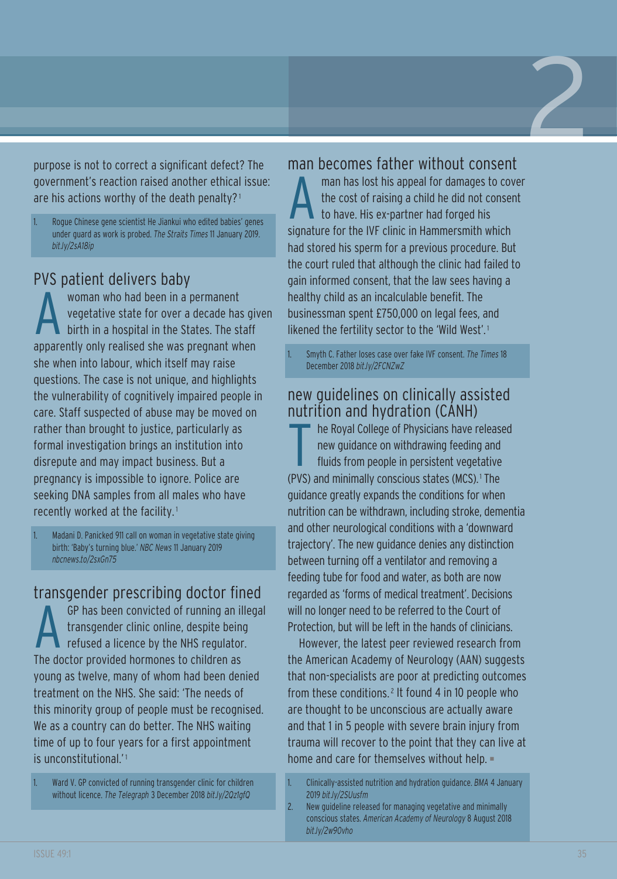purpose is not to correct a significant defect? The government's reaction raised another ethical issue: are his actions worthy of the death penalty?[1]

1. Rogue Chinese gene scientist He Jiankui who edited babies' genes under guard as work is probed. *The Straits Times* 11 January 2019. *bit.ly/2sA18ip*

## PVS patient delivers baby

A woman who had been in a permanent vegetative state for over a decade has given birth in a hospital in the States. The staff apparently only realised she was pregnant when she when into labour, which itself may raise questions. The case is not unique, and highlights the vulnerability of cognitively impaired people in care. Staff suspected of abuse may be moved on rather than brought to justice, particularly as formal investigation brings an institution into disrepute and may impact business. But a pregnancy is impossible to ignore. Police are seeking DNA samples from all males who have recently worked at the facility.[1]

1. Madani D. Panicked 911 call on woman in vegetative state giving birth: 'Baby's turning blue.' *NBC News* 11 January 2019 *nbcnews.to/2sxGn75*

## transgender prescribing doctor fined

A GP has been convicted of running an illegal transgender clinic online, despite being refused a licence by the NHS regulator. The doctor provided hormones to children as young as twelve, many of whom had been denied treatment on the NHS. She said: 'The needs of this minority group of people must be recognised. We as a country can do better. The NHS waiting time of up to four years for a first appointment is unconstitutional.'[1]

1. Ward V. GP convicted of running transgender clinic for children without licence. *The Telegraph* 3 December 2018 *bit.ly/2QzIgfQ*

## man becomes father without consent

A man has lost his appeal for damages to cover the cost of raising a child he did not consent to have. His ex-partner had forged his signature for the IVF clinic in Hammersmith which had stored his sperm for a previous procedure. But the court ruled that although the clinic had failed to gain informed consent, that the law sees having a healthy child as an incalculable benefit. The businessman spent £750,000 on legal fees, and likened the fertility sector to the 'Wild West'.[1]

1. Smyth C. Father loses case over fake IVF consent. *The Times* 18 December 2018 *bit.ly/2FCNZwZ*

## new guidelines on clinically assisted nutrition and hydration (CANH)

The Royal College of Physicians have released new guidance on withdrawing feeding and fluids from people in persistent vegetative (PVS) and minimally conscious states (MCS).[1] The guidance greatly expands the conditions for when nutrition can be withdrawn, including stroke, dementia and other neurological conditions with a 'downward trajectory'. The new guidance denies any distinction between turning off a ventilator and removing a feeding tube for food and water, as both are now regarded as 'forms of medical treatment'. Decisions will no longer need to be referred to the Court of Protection, but will be left in the hands of clinicians.

However, the latest peer reviewed research from the American Academy of Neurology (AAN) suggests that non-specialists are poor at predicting outcomes from these conditions.[2] It found 4 in 10 people who are thought to be unconscious are actually aware and that 1 in 5 people with severe brain injury from trauma will recover to the point that they can live at home and care for themselves without help. ■

1. Clinically-assisted nutrition and hydration guidance. *BMA* 4 January 2019 *bit.ly/2SUusfm*
2. New guideline released for managing vegetative and minimally conscious states. *American Academy of Neurology* 8 August 2018 *bit.ly/2w9Ovho*